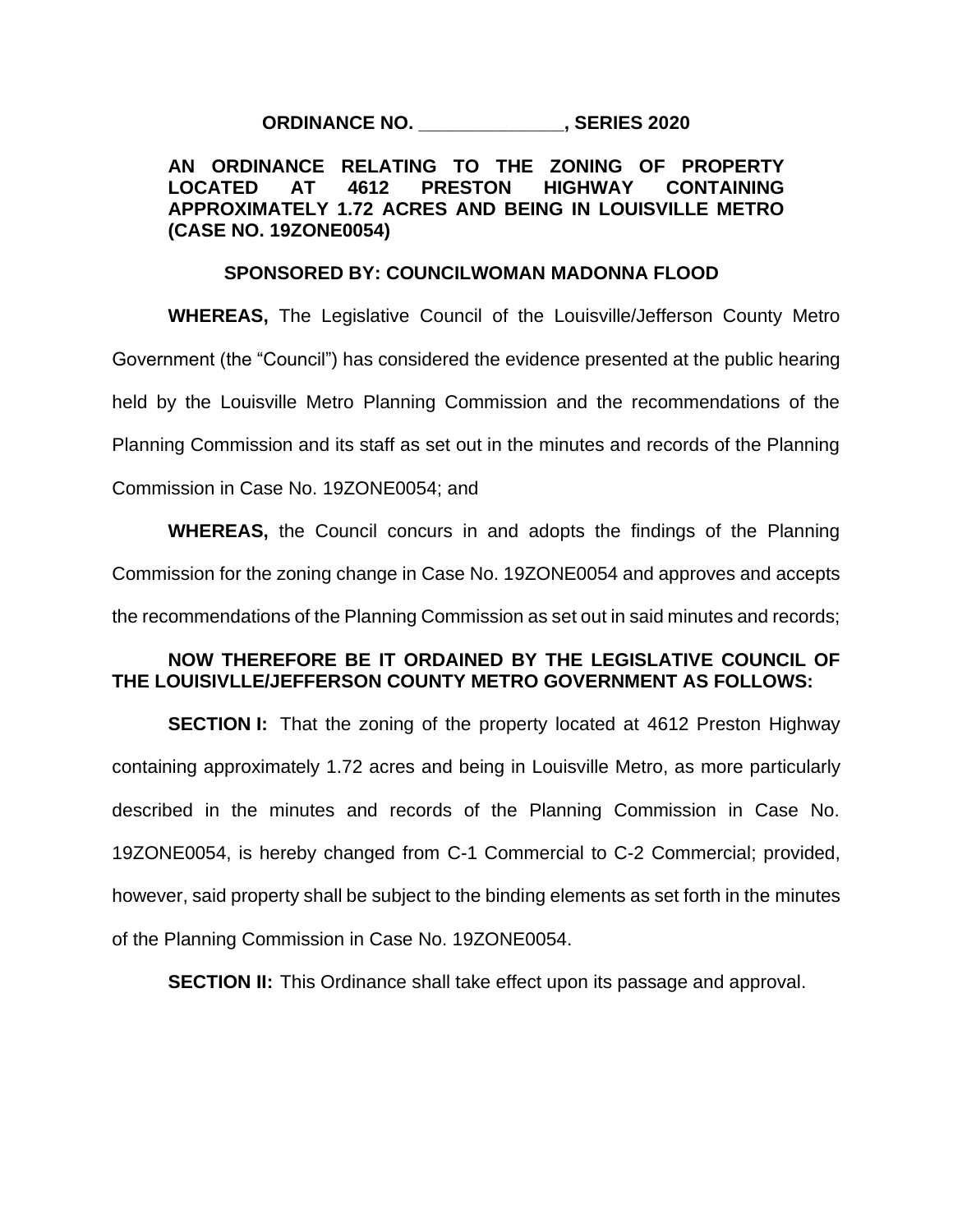**ORDINANCE NO. _______________, SERIES 2020**

**AN ORDINANCE RELATING TO THE ZONING OF PROPERTY LOCATED AT 4612 PRESTON HIGHWAY CONTAINING APPROXIMATELY 1.72 ACRES AND BEING IN LOUISVILLE METRO (CASE NO. 19ZONE0054)**

**SPONSORED BY: COUNCILWOMAN MADONNA FLOOD**

**WHEREAS,** The Legislative Council of the Louisville/Jefferson County Metro Government (the "Council") has considered the evidence presented at the public hearing held by the Louisville Metro Planning Commission and the recommendations of the Planning Commission and its staff as set out in the minutes and records of the Planning Commission in Case No. 19ZONE0054; and

**WHEREAS,** the Council concurs in and adopts the findings of the Planning Commission for the zoning change in Case No. 19ZONE0054 and approves and accepts the recommendations of the Planning Commission as set out in said minutes and records;

**NOW THEREFORE BE IT ORDAINED BY THE LEGISLATIVE COUNCIL OF THE LOUISIVLLE/JEFFERSON COUNTY METRO GOVERNMENT AS FOLLOWS:**

**SECTION I:** That the zoning of the property located at 4612 Preston Highway containing approximately 1.72 acres and being in Louisville Metro, as more particularly described in the minutes and records of the Planning Commission in Case No. 19ZONE0054, is hereby changed from C-1 Commercial to C-2 Commercial; provided, however, said property shall be subject to the binding elements as set forth in the minutes of the Planning Commission in Case No. 19ZONE0054.

**SECTION II:** This Ordinance shall take effect upon its passage and approval.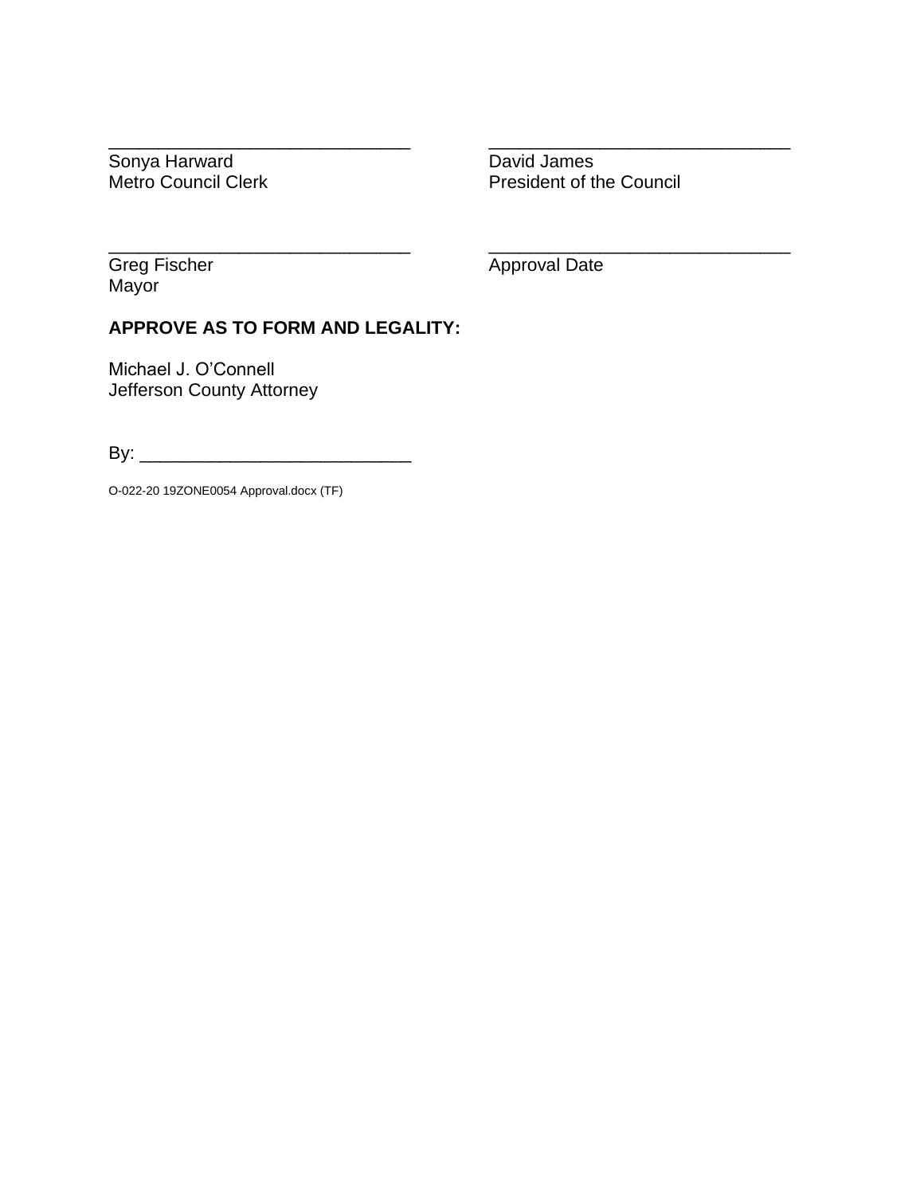______________________________
Sonya Harward
Metro Council Clerk

______________________________
David James
President of the Council

______________________________
Greg Fischer
Mayor

______________________________
Approval Date

**APPROVE AS TO FORM AND LEGALITY:**

Michael J. O'Connell
Jefferson County Attorney

By: ___________________________

O-022-20 19ZONE0054 Approval.docx (TF)